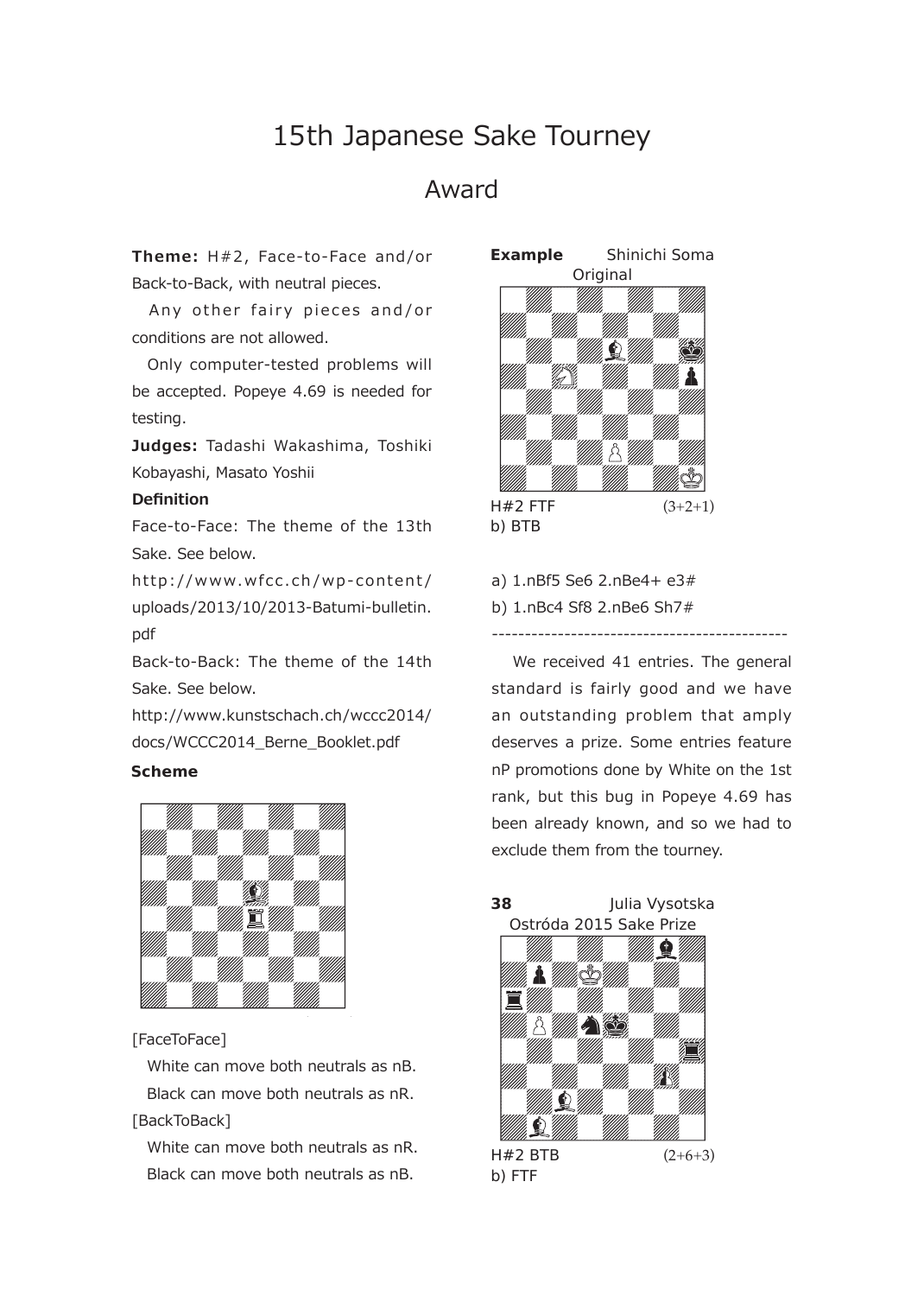# 15th Japanese Sake Tourney

## Award

**Theme:** H#2, Face-to-Face and/or Back-to-Back, with neutral pieces.

Any other fairy pieces and/or conditions are not allowed.

Only computer-tested problems will be accepted. Popeye 4.69 is needed for testing.

**Judges:** Tadashi Wakashima, Toshiki Kobayashi, Masato Yoshii

**Definition**

Face-to-Face: The theme of the 13th Sake. See below.

http://www.wfcc.ch/wp-content/uploads/2013/10/2013-Batumi-bulletin.pdf

Back-to-Back: The theme of the 14th Sake. See below.

http://www.kunstschach.ch/wccc2014/docs/WCCC2014_Berne_Booklet.pdf

**Scheme**

[FaceToFace]

White can move both neutrals as nB.

Black can move both neutrals as nR.

[BackToBack]

White can move both neutrals as nR.

Black can move both neutrals as nB.

**Example** Shinichi Soma
Original

H#2 FTF (3+2+1)
b) BTB

a) 1.nBf5 Se6 2.nBe4+ e3#

b) 1.nBc4 Sf8 2.nBe6 Sh7#

---

We received 41 entries. The general standard is fairly good and we have an outstanding problem that amply deserves a prize. Some entries feature nP promotions done by White on the 1st rank, but this bug in Popeye 4.69 has been already known, and so we had to exclude them from the tourney.

**38** Julia Vysotska
Ostróda 2015 Sake Prize

H#2 BTB (2+6+3)
b) FTF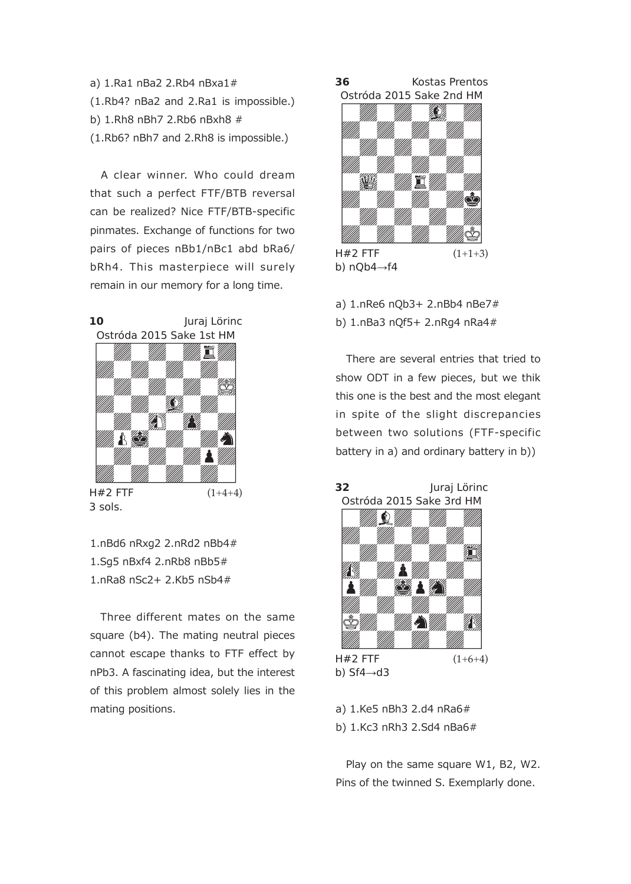a) 1.Ra1 nBa2 2.Rb4 nBxa1#
(1.Rb4? nBa2 and 2.Ra1 is impossible.)
b) 1.Rh8 nBh7 2.Rb6 nBxh8 #
(1.Rb6? nBh7 and 2.Rh8 is impossible.)

A clear winner. Who could dream that such a perfect FTF/BTB reversal can be realized? Nice FTF/BTB-specific pinmates. Exchange of functions for two pairs of pieces nBb1/nBc1 abd bRa6/bRh4. This masterpiece will surely remain in our memory for a long time.

**10** Juraj Lörinc
Ostróda 2015 Sake 1st HM

H#2 FTF (1+4+4)
3 sols.

1.nBd6 nRxg2 2.nRd2 nBb4#
1.Sg5 nBxf4 2.nRb8 nBb5#
1.nRa8 nSc2+ 2.Kb5 nSb4#

Three different mates on the same square (b4). The mating neutral pieces cannot escape thanks to FTF effect by nPb3. A fascinating idea, but the interest of this problem almost solely lies in the mating positions.

**36** Kostas Prentos
Ostróda 2015 Sake 2nd HM

H#2 FTF (1+1+3)
b) nQb4→f4

a) 1.nRe6 nQb3+ 2.nBb4 nBe7#
b) 1.nBa3 nQf5+ 2.nRg4 nRa4#

There are several entries that tried to show ODT in a few pieces, but we thik this one is the best and the most elegant in spite of the slight discrepancies between two solutions (FTF-specific battery in a) and ordinary battery in b))

**32** Juraj Lörinc
Ostróda 2015 Sake 3rd HM

H#2 FTF (1+6+4)
b) Sf4→d3

a) 1.Ke5 nBh3 2.d4 nRa6#
b) 1.Kc3 nRh3 2.Sd4 nBa6#

Play on the same square W1, B2, W2. Pins of the twinned S. Exemplary done.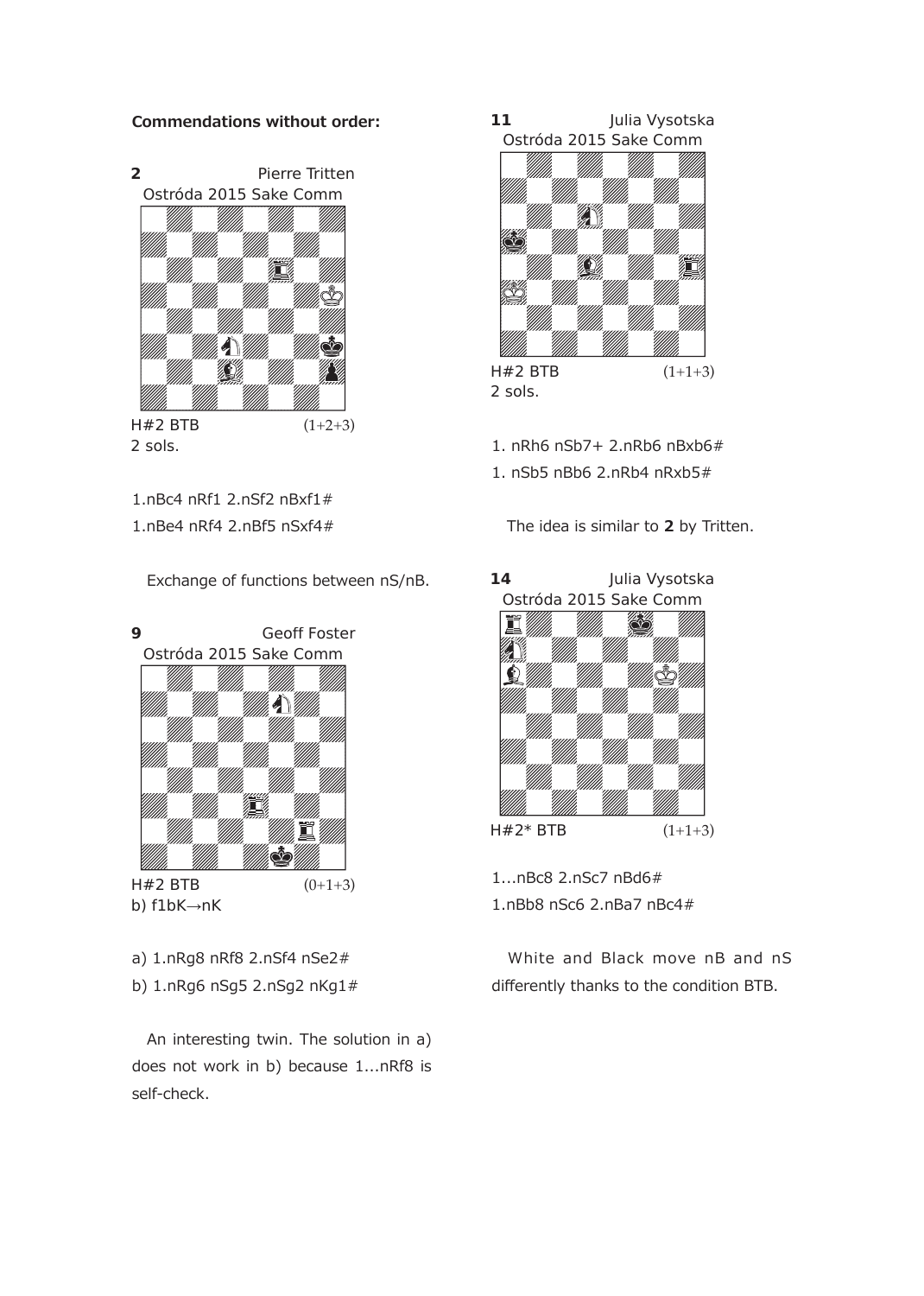**Commendations without order:**

**2** Pierre Tritten
Ostróda 2015 Sake Comm

H#2 BTB (1+2+3)
2 sols.

1.nBc4 nRf1 2.nSf2 nBxf1#
1.nBe4 nRf4 2.nBf5 nSxf4#

Exchange of functions between nS/nB.

**9** Geoff Foster
Ostróda 2015 Sake Comm

H#2 BTB (0+1+3)
b) f1bK→nK

a) 1.nRg8 nRf8 2.nSf4 nSe2#
b) 1.nRg6 nSg5 2.nSg2 nKg1#

An interesting twin. The solution in a) does not work in b) because 1...nRf8 is self-check.

**11** Julia Vysotska
Ostróda 2015 Sake Comm

H#2 BTB (1+1+3)
2 sols.

1. nRh6 nSb7+ 2.nRb6 nBxb6#
1. nSb5 nBb6 2.nRb4 nRxb5#

The idea is similar to **2** by Tritten.

**14** Julia Vysotska
Ostróda 2015 Sake Comm

H#2* BTB (1+1+3)

1...nBc8 2.nSc7 nBd6#
1.nBb8 nSc6 2.nBa7 nBc4#

White and Black move nB and nS differently thanks to the condition BTB.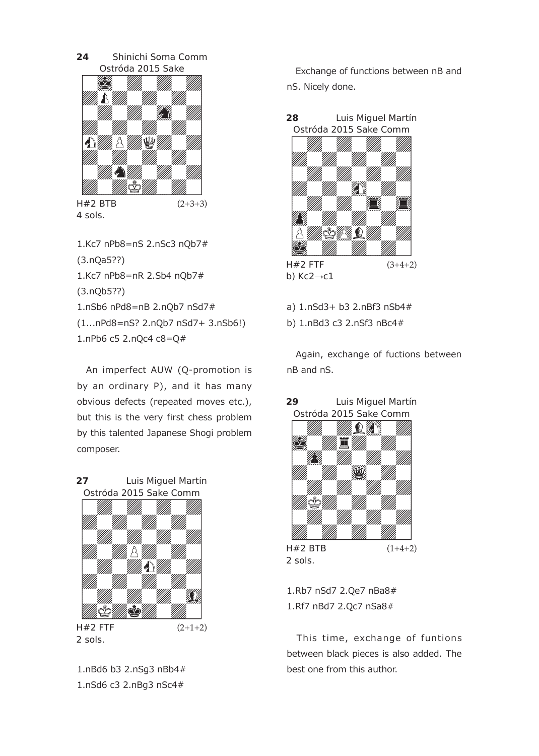**24** Shinichi Soma Comm
Ostróda 2015 Sake

H#2 BTB (2+3+3)
4 sols.

1.Kc7 nPb8=nS 2.nSc3 nQb7#
(3.nQa5??)
1.Kc7 nPb8=nR 2.Sb4 nQb7#
(3.nQb5??)
1.nSb6 nPd8=nB 2.nQb7 nSd7#
(1...nPd8=nS? 2.nQb7 nSd7+ 3.nSb6!)
1.nPb6 c5 2.nQc4 c8=Q#

An imperfect AUW (Q-promotion is by an ordinary P), and it has many obvious defects (repeated moves etc.), but this is the very first chess problem by this talented Japanese Shogi problem composer.

**27** Luis Miguel Martín
Ostróda 2015 Sake Comm

H#2 FTF (2+1+2)
2 sols.

1.nBd6 b3 2.nSg3 nBb4#
1.nSd6 c3 2.nBg3 nSc4#

Exchange of functions between nB and nS. Nicely done.

**28** Luis Miguel Martín
Ostróda 2015 Sake Comm

H#2 FTF (3+4+2)
b) Kc2→c1

a) 1.nSd3+ b3 2.nBf3 nSb4#
b) 1.nBd3 c3 2.nSf3 nBc4#

Again, exchange of fuctions between nB and nS.

**29** Luis Miguel Martín
Ostróda 2015 Sake Comm

H#2 BTB (1+4+2)
2 sols.

1.Rb7 nSd7 2.Qe7 nBa8#
1.Rf7 nBd7 2.Qc7 nSa8#

This time, exchange of funtions between black pieces is also added. The best one from this author.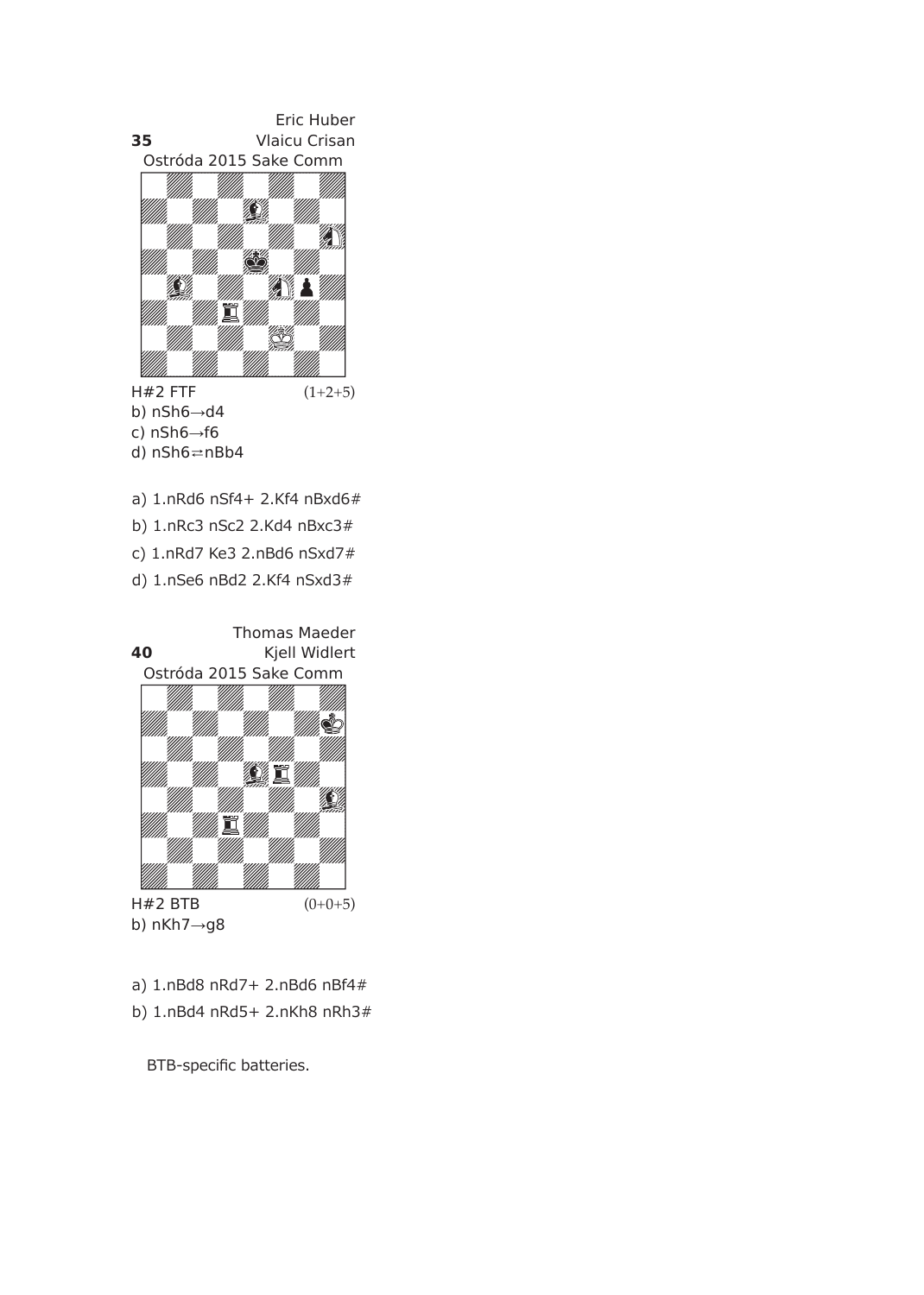**35**

Eric Huber
Vlaicu Crisan
Ostróda 2015 Sake Comm

H#2 FTF (1+2+5)
b) nSh6→d4
c) nSh6→f6
d) nSh6⇄nBb4

a) 1.nRd6 nSf4+ 2.Kf4 nBxd6#

b) 1.nRc3 nSc2 2.Kd4 nBxc3#

c) 1.nRd7 Ke3 2.nBd6 nSxd7#

d) 1.nSe6 nBd2 2.Kf4 nSxd3#

**40**

Thomas Maeder
Kjell Widlert
Ostróda 2015 Sake Comm

H#2 BTB (0+0+5)
b) nKh7→g8

a) 1.nBd8 nRd7+ 2.nBd6 nBf4#

b) 1.nBd4 nRd5+ 2.nKh8 nRh3#

BTB-specific batteries.